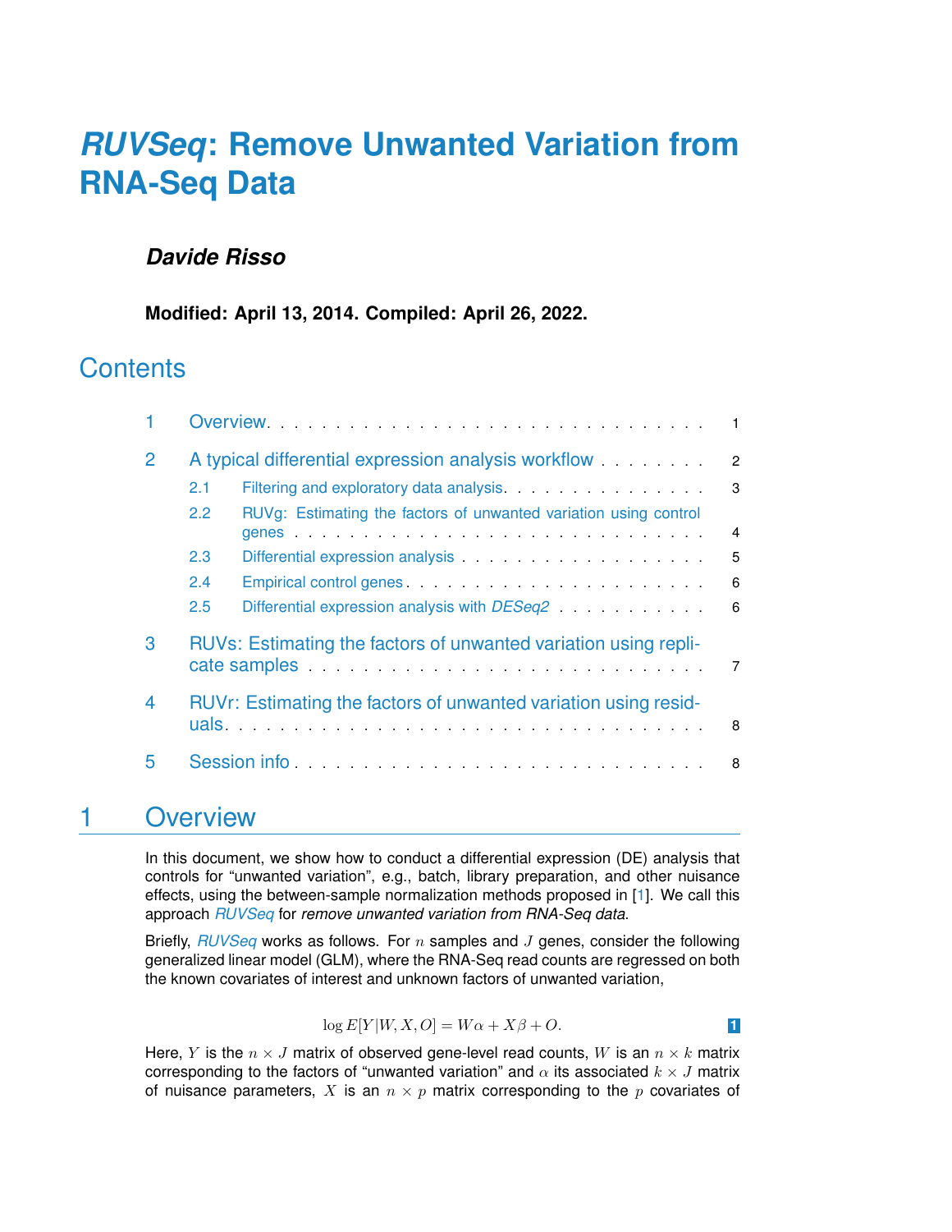# *RUVSeq*: Remove Unwanted Variation from RNA-Seq Data

***Davide Risso***

**Modified: April 13, 2014. Compiled: April 26, 2022.**

## Contents

1 Overview . . . . . . . . . . 1

2 A typical differential expression analysis workflow . . . . . . . . 2

- 2.1 Filtering and exploratory data analysis . . . . . . . . 3
- 2.2 RUVg: Estimating the factors of unwanted variation using control genes . . . . . . . . 4
- 2.3 Differential expression analysis . . . . . . . . 5
- 2.4 Empirical control genes . . . . . . . . 6
- 2.5 Differential expression analysis with *DESeq2* . . . . . . . . 6

3 RUVs: Estimating the factors of unwanted variation using replicate samples . . . . . . . . 7

4 RUVr: Estimating the factors of unwanted variation using residuals . . . . . . . . 8

5 Session info . . . . . . . . 8

## 1 Overview

In this document, we show how to conduct a differential expression (DE) analysis that controls for "unwanted variation", e.g., batch, library preparation, and other nuisance effects, using the between-sample normalization methods proposed in [1]. We call this approach *RUVSeq* for *remove unwanted variation from RNA-Seq data*.

Briefly, *RUVSeq* works as follows. For $n$ samples and $J$ genes, consider the following generalized linear model (GLM), where the RNA-Seq read counts are regressed on both the known covariates of interest and unknown factors of unwanted variation,

$$\log E[Y|W, X, O] = W\alpha + X\beta + O. \quad (1)$$

Here, $Y$ is the $n \times J$ matrix of observed gene-level read counts, $W$ is an $n \times k$ matrix corresponding to the factors of "unwanted variation" and $\alpha$ its associated $k \times J$ matrix of nuisance parameters, $X$ is an $n \times p$ matrix corresponding to the $p$ covariates of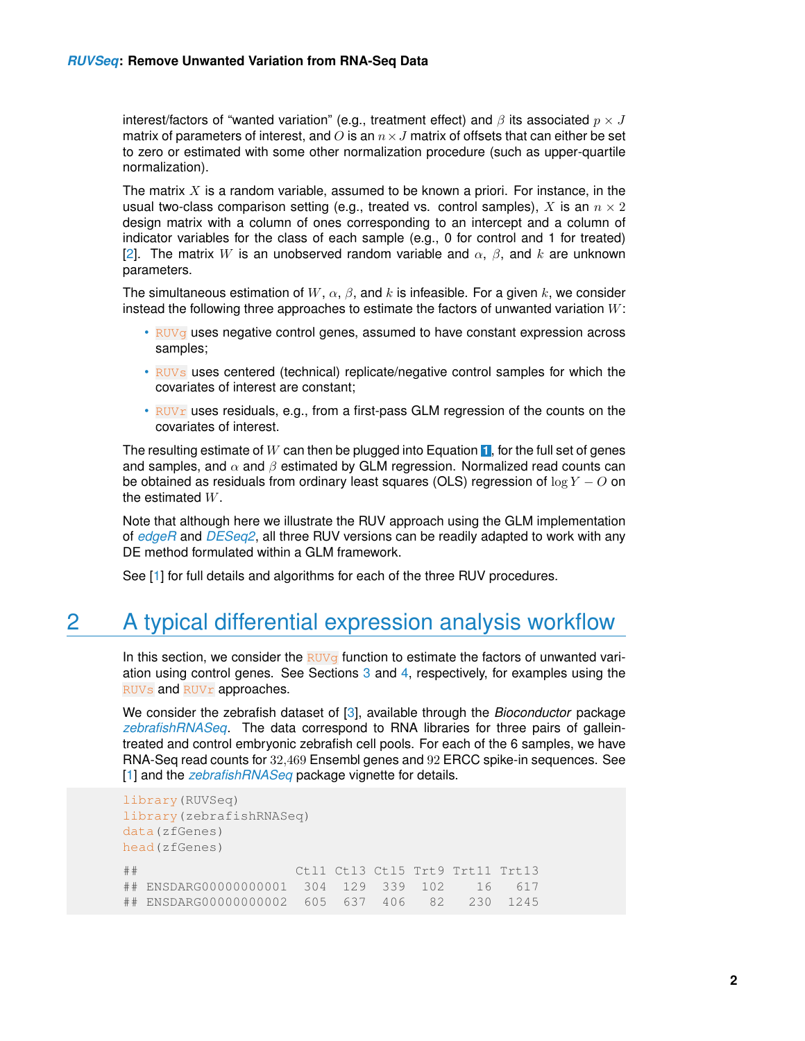interest/factors of "wanted variation" (e.g., treatment effect) and $\beta$ its associated $p \times J$ matrix of parameters of interest, and $O$ is an $n \times J$ matrix of offsets that can either be set to zero or estimated with some other normalization procedure (such as upper-quartile normalization).

The matrix $X$ is a random variable, assumed to be known a priori. For instance, in the usual two-class comparison setting (e.g., treated vs. control samples), $X$ is an $n \times 2$ design matrix with a column of ones corresponding to an intercept and a column of indicator variables for the class of each sample (e.g., 0 for control and 1 for treated) [2]. The matrix $W$ is an unobserved random variable and $\alpha$, $\beta$, and $k$ are unknown parameters.

The simultaneous estimation of $W$, $\alpha$, $\beta$, and $k$ is infeasible. For a given $k$, we consider instead the following three approaches to estimate the factors of unwanted variation $W$:

- `RUVg` uses negative control genes, assumed to have constant expression across samples;
- `RUVs` uses centered (technical) replicate/negative control samples for which the covariates of interest are constant;
- `RUVr` uses residuals, e.g., from a first-pass GLM regression of the counts on the covariates of interest.

The resulting estimate of $W$ can then be plugged into Equation 1, for the full set of genes and samples, and $\alpha$ and $\beta$ estimated by GLM regression. Normalized read counts can be obtained as residuals from ordinary least squares (OLS) regression of $\log Y - O$ on the estimated $W$.

Note that although here we illustrate the RUV approach using the GLM implementation of *edgeR* and *DESeq2*, all three RUV versions can be readily adapted to work with any DE method formulated within a GLM framework.

See [1] for full details and algorithms for each of the three RUV procedures.

# 2 A typical differential expression analysis workflow

In this section, we consider the `RUVg` function to estimate the factors of unwanted variation using control genes. See Sections 3 and 4, respectively, for examples using the `RUVs` and `RUVr` approaches.

We consider the zebrafish dataset of [3], available through the *Bioconductor* package *zebrafishRNASeq*. The data correspond to RNA libraries for three pairs of gallein-treated and control embryonic zebrafish cell pools. For each of the 6 samples, we have RNA-Seq read counts for $32{,}469$ Ensembl genes and $92$ ERCC spike-in sequences. See [1] and the *zebrafishRNASeq* package vignette for details.

```
library(RUVSeq)
library(zebrafishRNASeq)
data(zfGenes)
head(zfGenes)

##                     Ctl1 Ctl3 Ctl5 Trt9 Trt11 Trt13
## ENSDARG00000000001  304  129  339  102    16   617
## ENSDARG00000000002  605  637  406   82   230  1245
```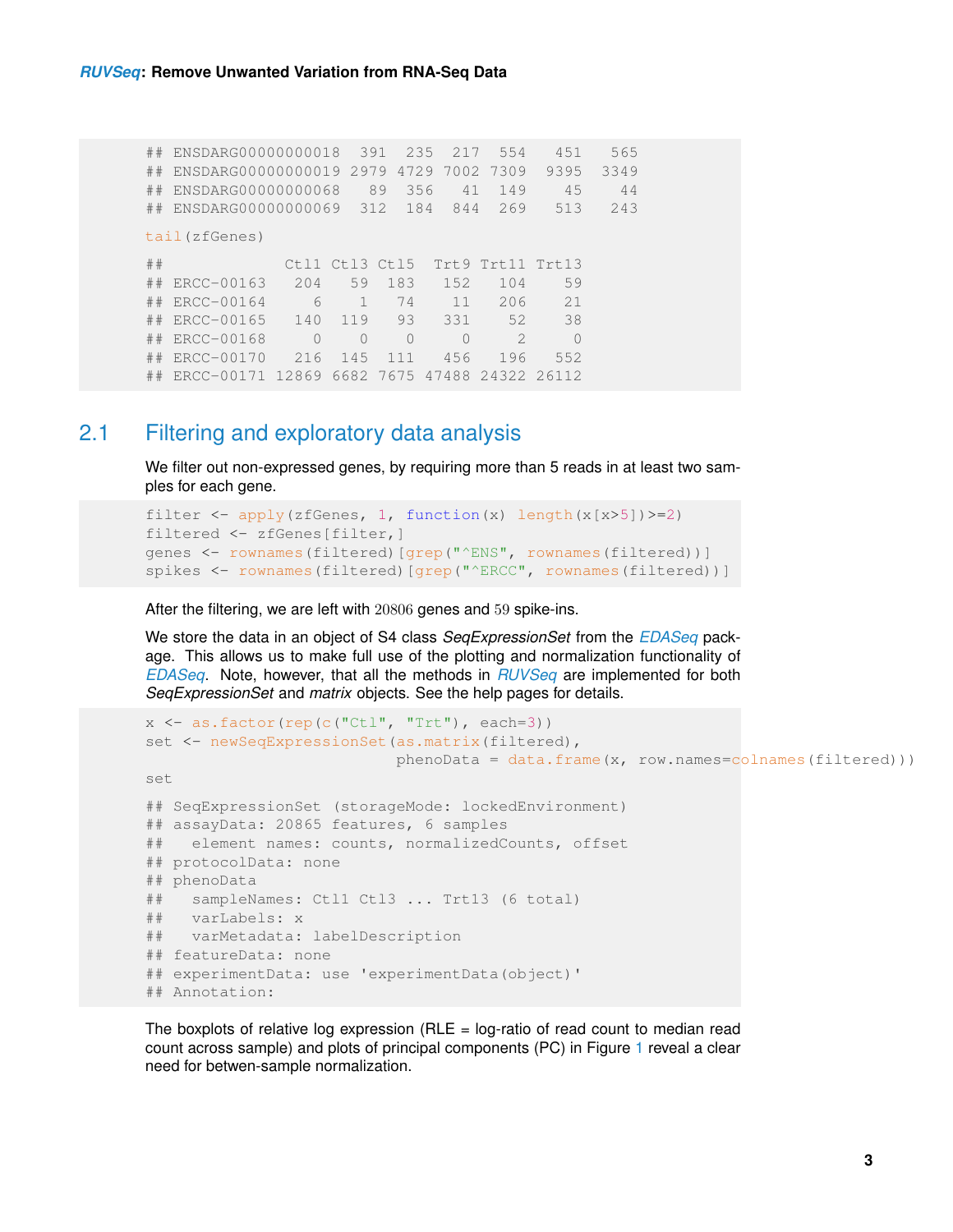```
## ENSDARG00000000018  391  235  217  554   451   565
## ENSDARG00000000019 2979 4729 7002 7309  9395  3349
## ENSDARG00000000068   89  356   41  149    45    44
## ENSDARG00000000069  312  184  844  269   513   243
```

```
tail(zfGenes)
```

```
##             Ctl1 Ctl3 Ctl5  Trt9 Trt11 Trt13
## ERCC-00163   204   59  183   152   104    59
## ERCC-00164     6    1   74    11   206    21
## ERCC-00165   140  119   93   331    52    38
## ERCC-00168     0    0    0     0     2     0
## ERCC-00170   216  145  111   456   196   552
## ERCC-00171 12869 6682 7675 47488 24322 26112
```

## 2.1 Filtering and exploratory data analysis

We filter out non-expressed genes, by requiring more than 5 reads in at least two samples for each gene.

```
filter <- apply(zfGenes, 1, function(x) length(x[x>5])>=2)
filtered <- zfGenes[filter,]
genes <- rownames(filtered)[grep("^ENS", rownames(filtered))]
spikes <- rownames(filtered)[grep("^ERCC", rownames(filtered))]
```

After the filtering, we are left with $20806$ genes and $59$ spike-ins.

We store the data in an object of S4 class *SeqExpressionSet* from the *EDASeq* package. This allows us to make full use of the plotting and normalization functionality of *EDASeq*. Note, however, that all the methods in *RUVSeq* are implemented for both *SeqExpressionSet* and *matrix* objects. See the help pages for details.

```
x <- as.factor(rep(c("Ctl", "Trt"), each=3))
set <- newSeqExpressionSet(as.matrix(filtered),
                           phenoData = data.frame(x, row.names=colnames(filtered)))
set
```

```
## SeqExpressionSet (storageMode: lockedEnvironment)
## assayData: 20865 features, 6 samples
##   element names: counts, normalizedCounts, offset
## protocolData: none
## phenoData
##   sampleNames: Ctl1 Ctl3 ... Trt13 (6 total)
##   varLabels: x
##   varMetadata: labelDescription
## featureData: none
## experimentData: use 'experimentData(object)'
## Annotation:
```

The boxplots of relative log expression (RLE = log-ratio of read count to median read count across sample) and plots of principal components (PC) in Figure 1 reveal a clear need for betwen-sample normalization.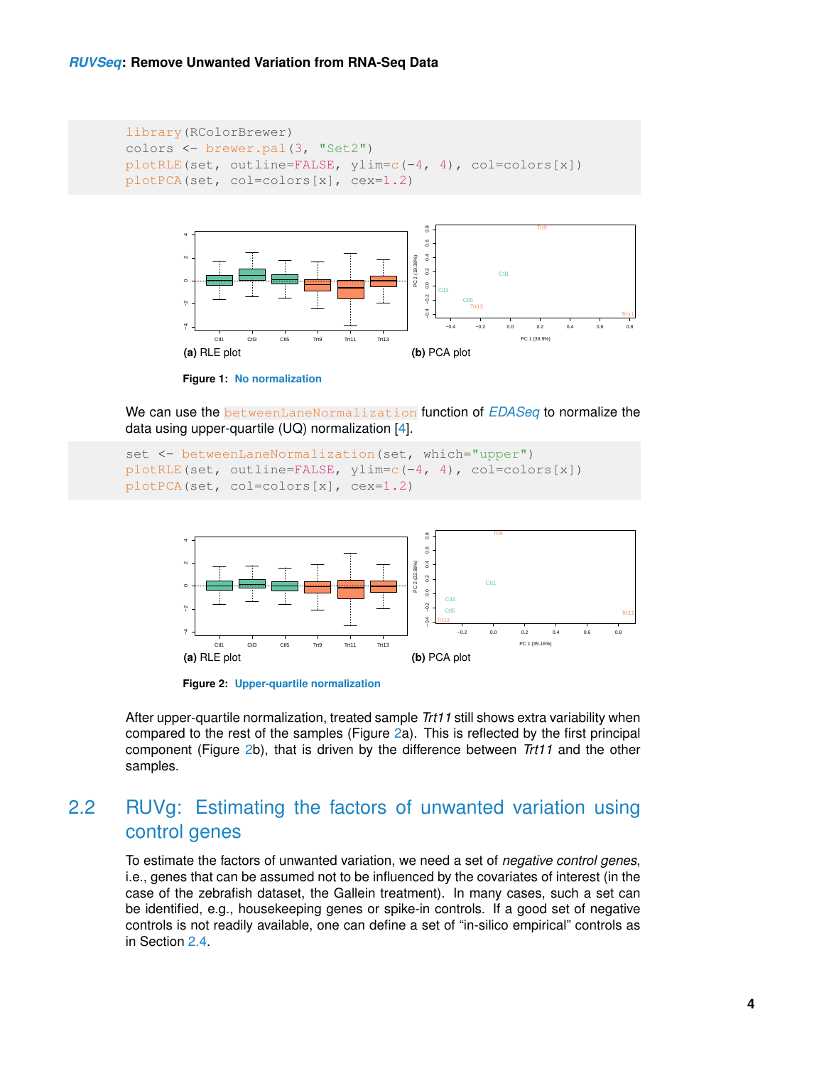```
library(RColorBrewer)
colors <- brewer.pal(3, "Set2")
plotRLE(set, outline=FALSE, ylim=c(-4, 4), col=colors[x])
plotPCA(set, col=colors[x], cex=1.2)
```

(a) RLE plot

(b) PCA plot

**Figure 1: No normalization**

We can use the `betweenLaneNormalization` function of *EDASeq* to normalize the data using upper-quartile (UQ) normalization [4].

```
set <- betweenLaneNormalization(set, which="upper")
plotRLE(set, outline=FALSE, ylim=c(-4, 4), col=colors[x])
plotPCA(set, col=colors[x], cex=1.2)
```

(a) RLE plot

(b) PCA plot

**Figure 2: Upper-quartile normalization**

After upper-quartile normalization, treated sample *Trt11* still shows extra variability when compared to the rest of the samples (Figure 2a). This is reflected by the first principal component (Figure 2b), that is driven by the difference between *Trt11* and the other samples.

## 2.2 RUVg: Estimating the factors of unwanted variation using control genes

To estimate the factors of unwanted variation, we need a set of *negative control genes*, i.e., genes that can be assumed not to be influenced by the covariates of interest (in the case of the zebrafish dataset, the Gallein treatment). In many cases, such a set can be identified, e.g., housekeeping genes or spike-in controls. If a good set of negative controls is not readily available, one can define a set of "in-silico empirical" controls as in Section 2.4.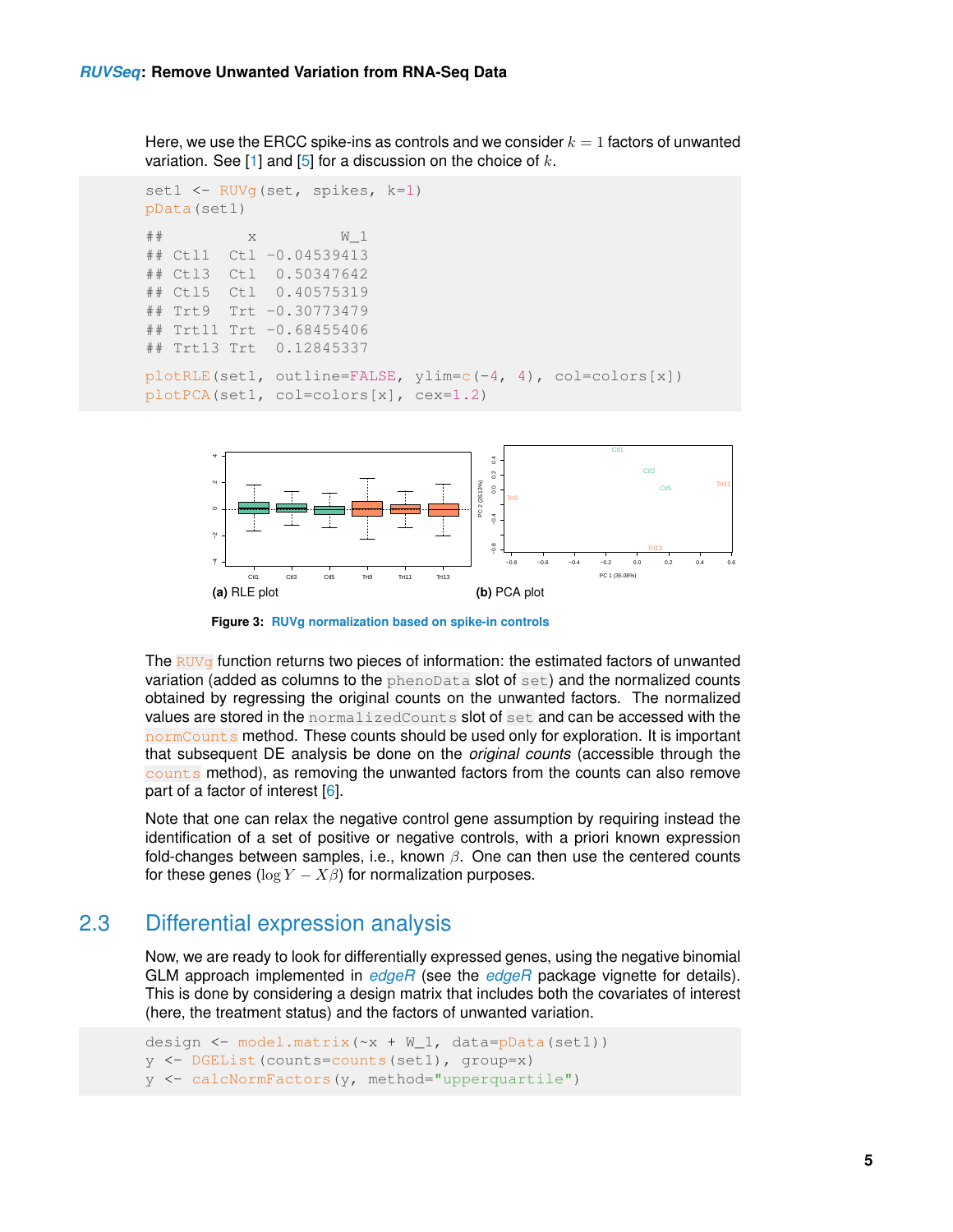Here, we use the ERCC spike-ins as controls and we consider $k = 1$ factors of unwanted variation. See [1] and [5] for a discussion on the choice of $k$.

```
set1 <- RUVg(set, spikes, k=1)
pData(set1)

##          x          W_1
## Ctl1   Ctl -0.04539413
## Ctl3   Ctl  0.50347642
## Ctl5   Ctl  0.40575319
## Trt9   Trt -0.30773479
## Trt11  Trt -0.68455406
## Trt13  Trt  0.12845337

plotRLE(set1, outline=FALSE, ylim=c(-4, 4), col=colors[x])
plotPCA(set1, col=colors[x], cex=1.2)
```

**(a)** RLE plot **(b)** PCA plot

**Figure 3: RUVg normalization based on spike-in controls**

The RUVg function returns two pieces of information: the estimated factors of unwanted variation (added as columns to the phenoData slot of set) and the normalized counts obtained by regressing the original counts on the unwanted factors. The normalized values are stored in the normalizedCounts slot of set and can be accessed with the normCounts method. These counts should be used only for exploration. It is important that subsequent DE analysis be done on the *original counts* (accessible through the counts method), as removing the unwanted factors from the counts can also remove part of a factor of interest [6].

Note that one can relax the negative control gene assumption by requiring instead the identification of a set of positive or negative controls, with a priori known expression fold-changes between samples, i.e., known $\beta$. One can then use the centered counts for these genes ($\log Y - X\beta$) for normalization purposes.

## 2.3 Differential expression analysis

Now, we are ready to look for differentially expressed genes, using the negative binomial GLM approach implemented in *edgeR* (see the *edgeR* package vignette for details). This is done by considering a design matrix that includes both the covariates of interest (here, the treatment status) and the factors of unwanted variation.

```
design <- model.matrix(~x + W_1, data=pData(set1))
y <- DGEList(counts=counts(set1), group=x)
y <- calcNormFactors(y, method="upperquartile")
```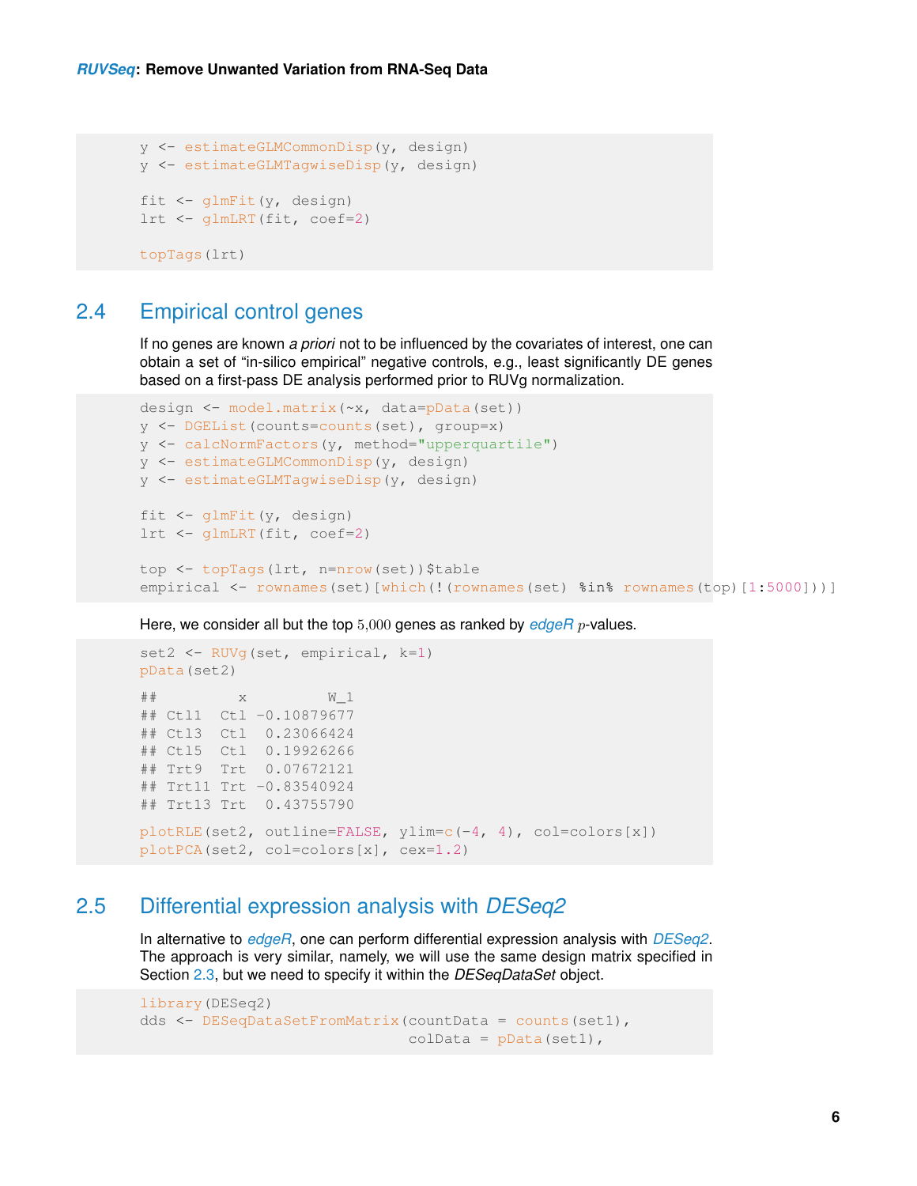```
y <- estimateGLMCommonDisp(y, design)
y <- estimateGLMTagwiseDisp(y, design)

fit <- glmFit(y, design)
lrt <- glmLRT(fit, coef=2)

topTags(lrt)
```

## 2.4 Empirical control genes

If no genes are known *a priori* not to be influenced by the covariates of interest, one can obtain a set of "in-silico empirical" negative controls, e.g., least significantly DE genes based on a first-pass DE analysis performed prior to RUVg normalization.

```
design <- model.matrix(~x, data=pData(set))
y <- DGEList(counts=counts(set), group=x)
y <- calcNormFactors(y, method="upperquartile")
y <- estimateGLMCommonDisp(y, design)
y <- estimateGLMTagwiseDisp(y, design)

fit <- glmFit(y, design)
lrt <- glmLRT(fit, coef=2)

top <- topTags(lrt, n=nrow(set))$table
empirical <- rownames(set)[which(!(rownames(set) %in% rownames(top)[1:5000]))]
```

Here, we consider all but the top $5{,}000$ genes as ranked by *edgeR* $p$-values.

```
set2 <- RUVg(set, empirical, k=1)
pData(set2)

##         x         W_1
## Ctl1  Ctl -0.10879677
## Ctl3  Ctl  0.23066424
## Ctl5  Ctl  0.19926266
## Trt9  Trt  0.07672121
## Trt11 Trt -0.83540924
## Trt13 Trt  0.43755790

plotRLE(set2, outline=FALSE, ylim=c(-4, 4), col=colors[x])
plotPCA(set2, col=colors[x], cex=1.2)
```

## 2.5 Differential expression analysis with *DESeq2*

In alternative to *edgeR*, one can perform differential expression analysis with *DESeq2*. The approach is very similar, namely, we will use the same design matrix specified in Section 2.3, but we need to specify it within the *DESeqDataSet* object.

```
library(DESeq2)
dds <- DESeqDataSetFromMatrix(countData = counts(set1),
                              colData = pData(set1),
```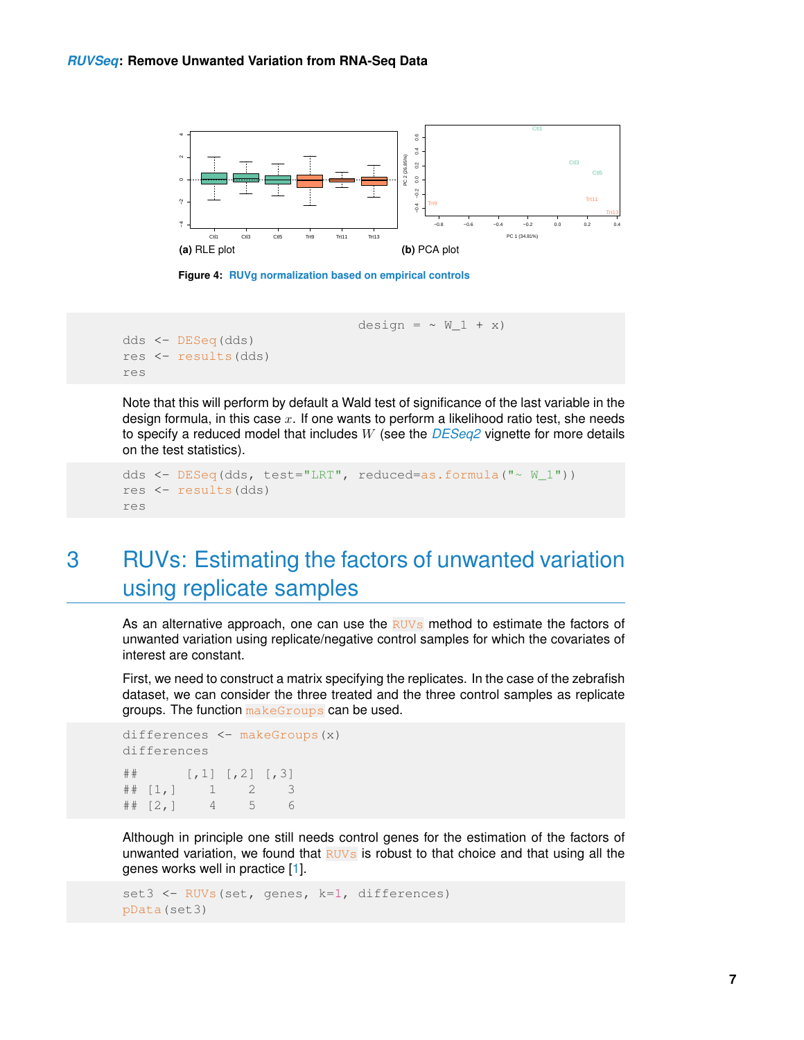(a) RLE plot

(b) PCA plot

**Figure 4: RUVg normalization based on empirical controls**

```
                                   design = ~ W_1 + x)
dds <- DESeq(dds)
res <- results(dds)
res
```

Note that this will perform by default a Wald test of significance of the last variable in the design formula, in this case $x$. If one wants to perform a likelihood ratio test, she needs to specify a reduced model that includes $W$ (see the *DESeq2* vignette for more details on the test statistics).

```
dds <- DESeq(dds, test="LRT", reduced=as.formula("~ W_1"))
res <- results(dds)
res
```

# 3 RUVs: Estimating the factors of unwanted variation using replicate samples

As an alternative approach, one can use the `RUVs` method to estimate the factors of unwanted variation using replicate/negative control samples for which the covariates of interest are constant.

First, we need to construct a matrix specifying the replicates. In the case of the zebrafish dataset, we can consider the three treated and the three control samples as replicate groups. The function `makeGroups` can be used.

```
differences <- makeGroups(x)
differences

##      [,1] [,2] [,3]
## [1,]    1    2    3
## [2,]    4    5    6
```

Although in principle one still needs control genes for the estimation of the factors of unwanted variation, we found that `RUVs` is robust to that choice and that using all the genes works well in practice [1].

```
set3 <- RUVs(set, genes, k=1, differences)
pData(set3)
```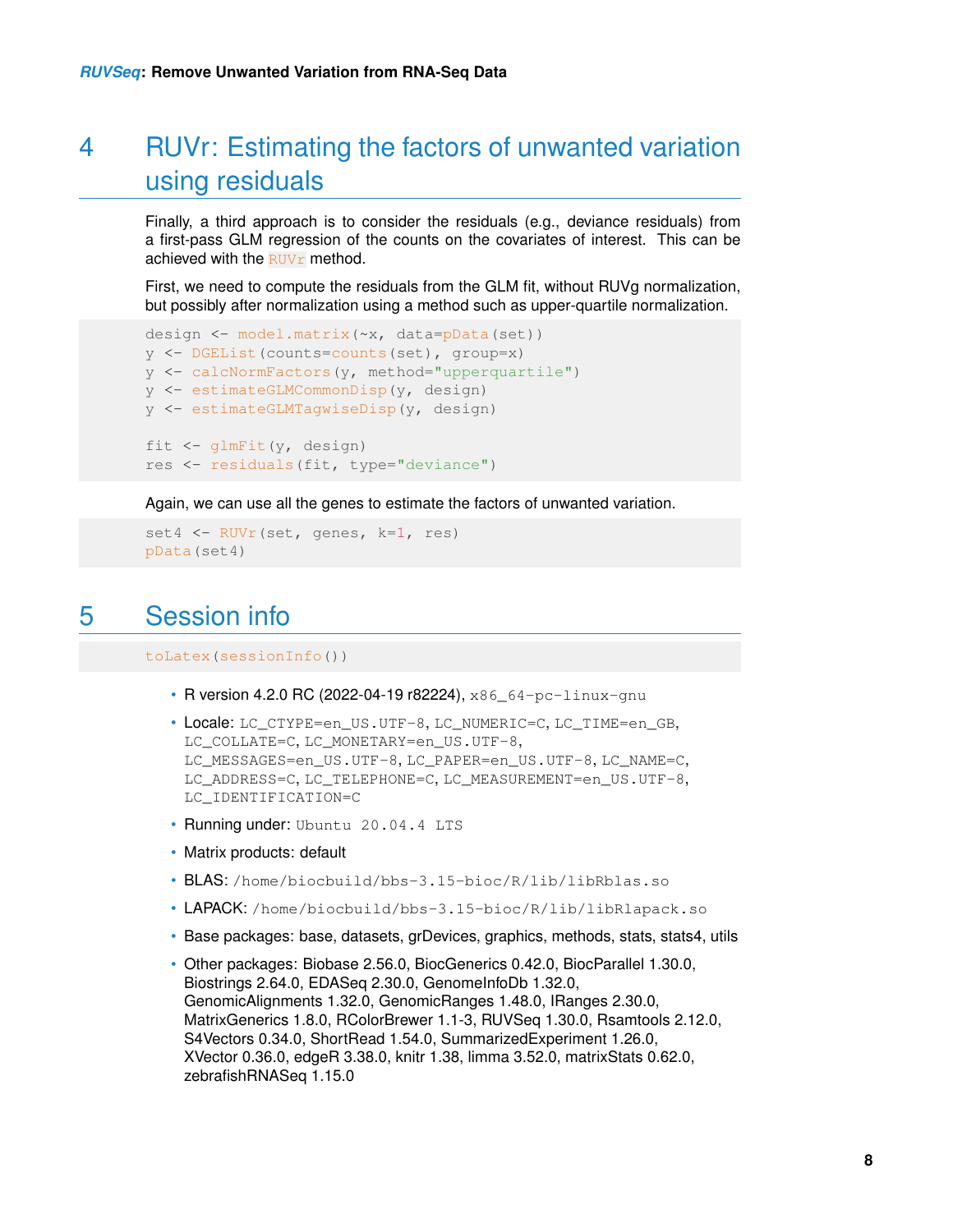# 4 RUVr: Estimating the factors of unwanted variation using residuals

Finally, a third approach is to consider the residuals (e.g., deviance residuals) from a first-pass GLM regression of the counts on the covariates of interest. This can be achieved with the `RUVr` method.

First, we need to compute the residuals from the GLM fit, without RUVg normalization, but possibly after normalization using a method such as upper-quartile normalization.

```
design <- model.matrix(~x, data=pData(set))
y <- DGEList(counts=counts(set), group=x)
y <- calcNormFactors(y, method="upperquartile")
y <- estimateGLMCommonDisp(y, design)
y <- estimateGLMTagwiseDisp(y, design)

fit <- glmFit(y, design)
res <- residuals(fit, type="deviance")
```

Again, we can use all the genes to estimate the factors of unwanted variation.

```
set4 <- RUVr(set, genes, k=1, res)
pData(set4)
```

# 5 Session info

```
toLatex(sessionInfo())
```

- R version 4.2.0 RC (2022-04-19 r82224), `x86_64-pc-linux-gnu`
- Locale: `LC_CTYPE=en_US.UTF-8`, `LC_NUMERIC=C`, `LC_TIME=en_GB`, `LC_COLLATE=C`, `LC_MONETARY=en_US.UTF-8`, `LC_MESSAGES=en_US.UTF-8`, `LC_PAPER=en_US.UTF-8`, `LC_NAME=C`, `LC_ADDRESS=C`, `LC_TELEPHONE=C`, `LC_MEASUREMENT=en_US.UTF-8`, `LC_IDENTIFICATION=C`
- Running under: `Ubuntu 20.04.4 LTS`
- Matrix products: default
- BLAS: `/home/biocbuild/bbs-3.15-bioc/R/lib/libRblas.so`
- LAPACK: `/home/biocbuild/bbs-3.15-bioc/R/lib/libRlapack.so`
- Base packages: base, datasets, grDevices, graphics, methods, stats, stats4, utils
- Other packages: Biobase 2.56.0, BiocGenerics 0.42.0, BiocParallel 1.30.0, Biostrings 2.64.0, EDASeq 2.30.0, GenomeInfoDb 1.32.0, GenomicAlignments 1.32.0, GenomicRanges 1.48.0, IRanges 2.30.0, MatrixGenerics 1.8.0, RColorBrewer 1.1-3, RUVSeq 1.30.0, Rsamtools 2.12.0, S4Vectors 0.34.0, ShortRead 1.54.0, SummarizedExperiment 1.26.0, XVector 0.36.0, edgeR 3.38.0, knitr 1.38, limma 3.52.0, matrixStats 0.62.0, zebrafishRNASeq 1.15.0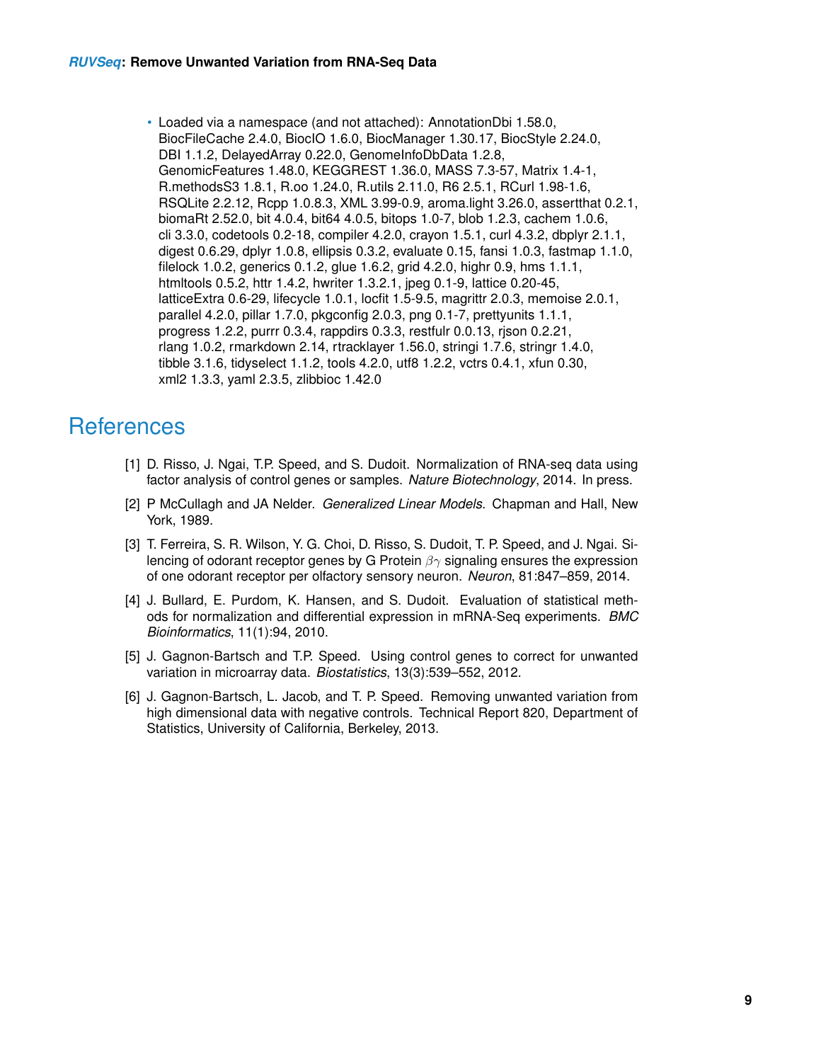- Loaded via a namespace (and not attached): AnnotationDbi 1.58.0, BiocFileCache 2.4.0, BiocIO 1.6.0, BiocManager 1.30.17, BiocStyle 2.24.0, DBI 1.1.2, DelayedArray 0.22.0, GenomeInfoDbData 1.2.8, GenomicFeatures 1.48.0, KEGGREST 1.36.0, MASS 7.3-57, Matrix 1.4-1, R.methodsS3 1.8.1, R.oo 1.24.0, R.utils 2.11.0, R6 2.5.1, RCurl 1.98-1.6, RSQLite 2.2.12, Rcpp 1.0.8.3, XML 3.99-0.9, aroma.light 3.26.0, assertthat 0.2.1, biomaRt 2.52.0, bit 4.0.4, bit64 4.0.5, bitops 1.0-7, blob 1.2.3, cachem 1.0.6, cli 3.3.0, codetools 0.2-18, compiler 4.2.0, crayon 1.5.1, curl 4.3.2, dbplyr 2.1.1, digest 0.6.29, dplyr 1.0.8, ellipsis 0.3.2, evaluate 0.15, fansi 1.0.3, fastmap 1.1.0, filelock 1.0.2, generics 0.1.2, glue 1.6.2, grid 4.2.0, highr 0.9, hms 1.1.1, htmltools 0.5.2, httr 1.4.2, hwriter 1.3.2.1, jpeg 0.1-9, lattice 0.20-45, latticeExtra 0.6-29, lifecycle 1.0.1, locfit 1.5-9.5, magrittr 2.0.3, memoise 2.0.1, parallel 4.2.0, pillar 1.7.0, pkgconfig 2.0.3, png 0.1-7, prettyunits 1.1.1, progress 1.2.2, purrr 0.3.4, rappdirs 0.3.3, restfulr 0.0.13, rjson 0.2.21, rlang 1.0.2, rmarkdown 2.14, rtracklayer 1.56.0, stringi 1.7.6, stringr 1.4.0, tibble 3.1.6, tidyselect 1.1.2, tools 4.2.0, utf8 1.2.2, vctrs 0.4.1, xfun 0.30, xml2 1.3.3, yaml 2.3.5, zlibbioc 1.42.0

# References

[1] D. Risso, J. Ngai, T.P. Speed, and S. Dudoit. Normalization of RNA-seq data using factor analysis of control genes or samples. *Nature Biotechnology*, 2014. In press.

[2] P McCullagh and JA Nelder. *Generalized Linear Models*. Chapman and Hall, New York, 1989.

[3] T. Ferreira, S. R. Wilson, Y. G. Choi, D. Risso, S. Dudoit, T. P. Speed, and J. Ngai. Silencing of odorant receptor genes by G Protein $\beta\gamma$ signaling ensures the expression of one odorant receptor per olfactory sensory neuron. *Neuron*, 81:847–859, 2014.

[4] J. Bullard, E. Purdom, K. Hansen, and S. Dudoit. Evaluation of statistical methods for normalization and differential expression in mRNA-Seq experiments. *BMC Bioinformatics*, 11(1):94, 2010.

[5] J. Gagnon-Bartsch and T.P. Speed. Using control genes to correct for unwanted variation in microarray data. *Biostatistics*, 13(3):539–552, 2012.

[6] J. Gagnon-Bartsch, L. Jacob, and T. P. Speed. Removing unwanted variation from high dimensional data with negative controls. Technical Report 820, Department of Statistics, University of California, Berkeley, 2013.